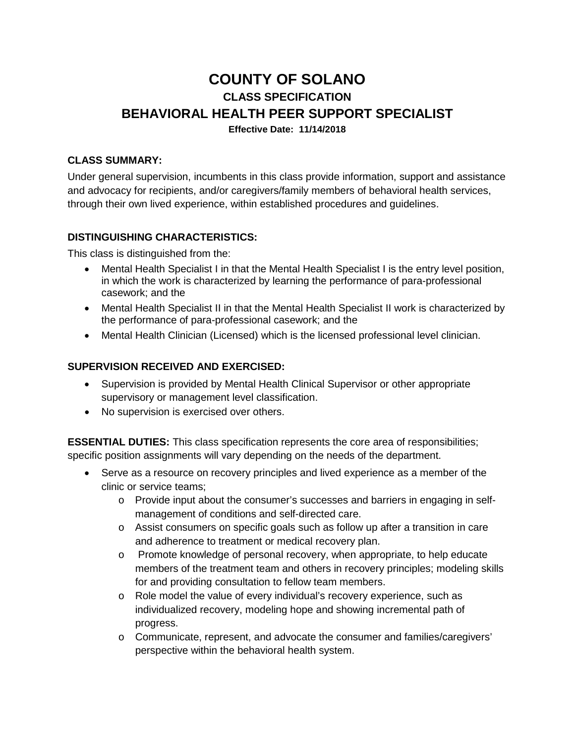# COUNTY OF SOLANO

## CLASS SPECIFICATION

## BEHAVIORAL HEALTH PEER SUPPORT SPECIALIST

**Effective Date: 11/14/2018**

### CLASS SUMMARY:

Under general supervision, incumbents in this class provide information, support and assistance and advocacy for recipients, and/or caregivers/family members of behavioral health services, through their own lived experience, within established procedures and guidelines.

### DISTINGUISHING CHARACTERISTICS:

This class is distinguished from the:

- Mental Health Specialist I in that the Mental Health Specialist I is the entry level position, in which the work is characterized by learning the performance of para-professional casework; and the
- Mental Health Specialist II in that the Mental Health Specialist II work is characterized by the performance of para-professional casework; and the
- Mental Health Clinician (Licensed) which is the licensed professional level clinician.

### SUPERVISION RECEIVED AND EXERCISED:

- Supervision is provided by Mental Health Clinical Supervisor or other appropriate supervisory or management level classification.
- No supervision is exercised over others.

**ESSENTIAL DUTIES:** This class specification represents the core area of responsibilities; specific position assignments will vary depending on the needs of the department.

- Serve as a resource on recovery principles and lived experience as a member of the clinic or service teams;
  - Provide input about the consumer's successes and barriers in engaging in self-management of conditions and self-directed care.
  - Assist consumers on specific goals such as follow up after a transition in care and adherence to treatment or medical recovery plan.
  - Promote knowledge of personal recovery, when appropriate, to help educate members of the treatment team and others in recovery principles; modeling skills for and providing consultation to fellow team members.
  - Role model the value of every individual's recovery experience, such as individualized recovery, modeling hope and showing incremental path of progress.
  - Communicate, represent, and advocate the consumer and families/caregivers' perspective within the behavioral health system.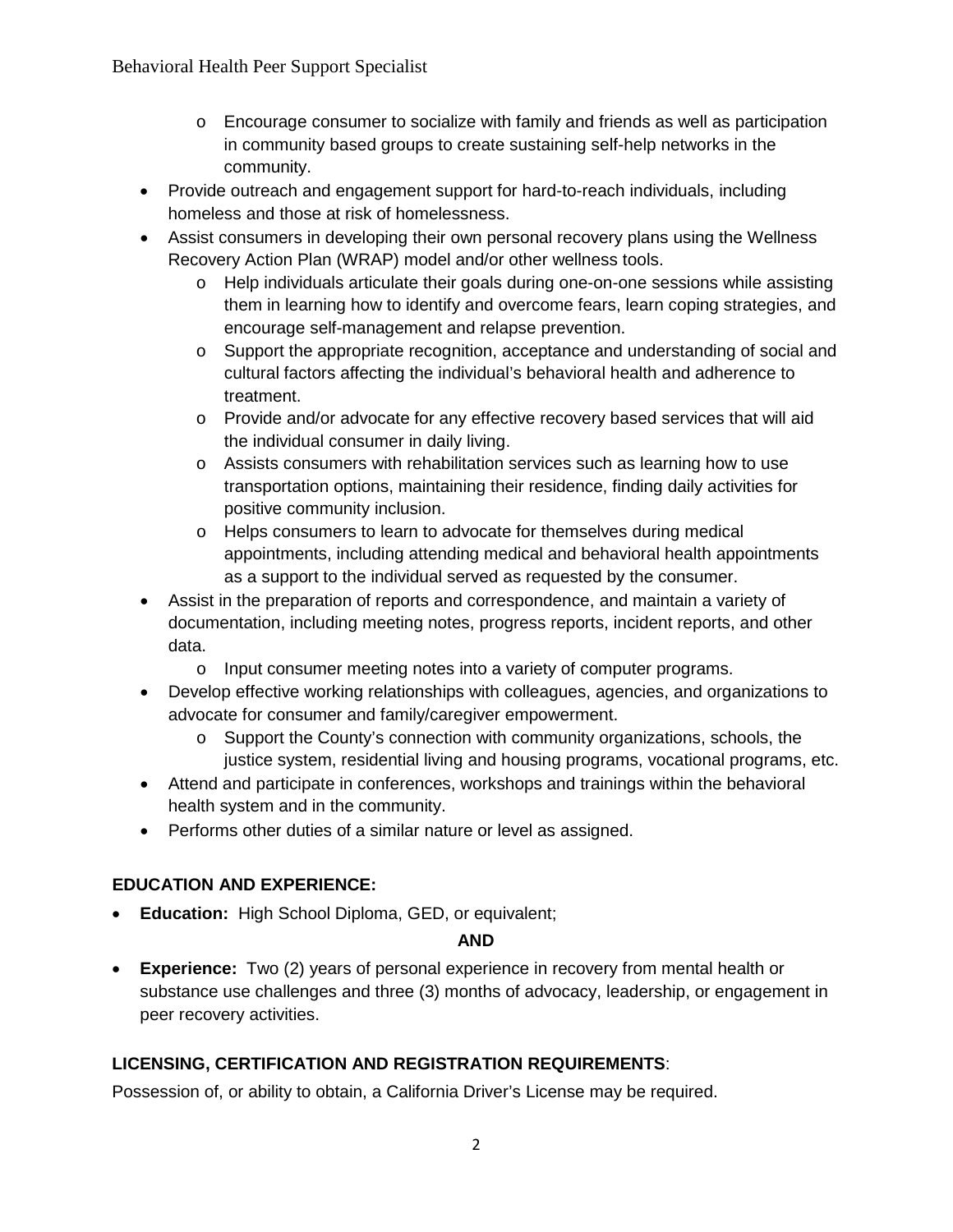- Encourage consumer to socialize with family and friends as well as participation in community based groups to create sustaining self-help networks in the community.
- Provide outreach and engagement support for hard-to-reach individuals, including homeless and those at risk of homelessness.
- Assist consumers in developing their own personal recovery plans using the Wellness Recovery Action Plan (WRAP) model and/or other wellness tools.
  - Help individuals articulate their goals during one-on-one sessions while assisting them in learning how to identify and overcome fears, learn coping strategies, and encourage self-management and relapse prevention.
  - Support the appropriate recognition, acceptance and understanding of social and cultural factors affecting the individual's behavioral health and adherence to treatment.
  - Provide and/or advocate for any effective recovery based services that will aid the individual consumer in daily living.
  - Assists consumers with rehabilitation services such as learning how to use transportation options, maintaining their residence, finding daily activities for positive community inclusion.
  - Helps consumers to learn to advocate for themselves during medical appointments, including attending medical and behavioral health appointments as a support to the individual served as requested by the consumer.
- Assist in the preparation of reports and correspondence, and maintain a variety of documentation, including meeting notes, progress reports, incident reports, and other data.
  - Input consumer meeting notes into a variety of computer programs.
- Develop effective working relationships with colleagues, agencies, and organizations to advocate for consumer and family/caregiver empowerment.
  - Support the County's connection with community organizations, schools, the justice system, residential living and housing programs, vocational programs, etc.
- Attend and participate in conferences, workshops and trainings within the behavioral health system and in the community.
- Performs other duties of a similar nature or level as assigned.

**EDUCATION AND EXPERIENCE:**

- **Education:** High School Diploma, GED, or equivalent;

**AND**

- **Experience:** Two (2) years of personal experience in recovery from mental health or substance use challenges and three (3) months of advocacy, leadership, or engagement in peer recovery activities.

**LICENSING, CERTIFICATION AND REGISTRATION REQUIREMENTS**:

Possession of, or ability to obtain, a California Driver's License may be required.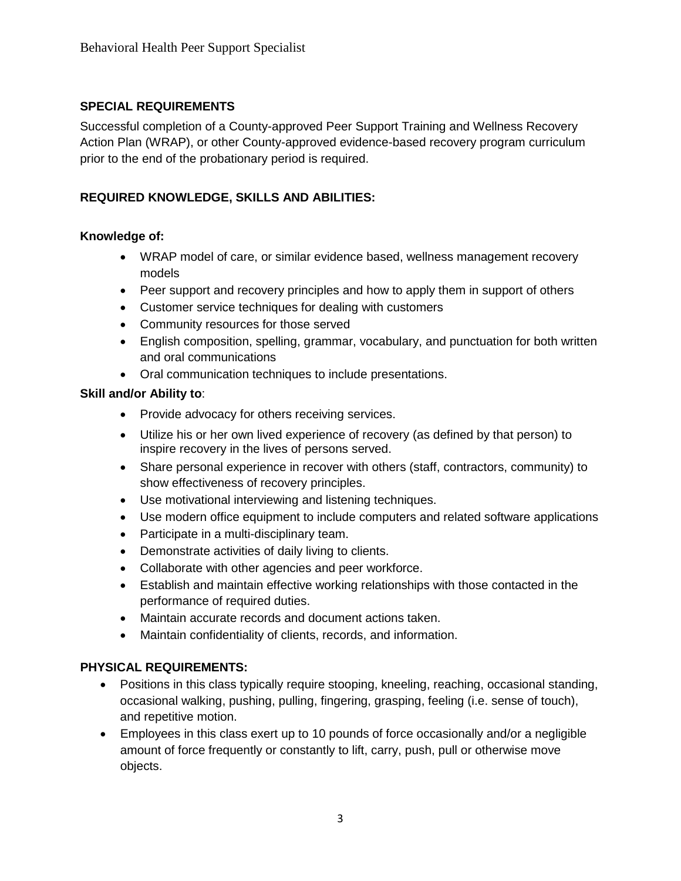## SPECIAL REQUIREMENTS

Successful completion of a County-approved Peer Support Training and Wellness Recovery Action Plan (WRAP), or other County-approved evidence-based recovery program curriculum prior to the end of the probationary period is required.

## REQUIRED KNOWLEDGE, SKILLS AND ABILITIES:

**Knowledge of:**

- WRAP model of care, or similar evidence based, wellness management recovery models
- Peer support and recovery principles and how to apply them in support of others
- Customer service techniques for dealing with customers
- Community resources for those served
- English composition, spelling, grammar, vocabulary, and punctuation for both written and oral communications
- Oral communication techniques to include presentations.

**Skill and/or Ability to**:

- Provide advocacy for others receiving services.
- Utilize his or her own lived experience of recovery (as defined by that person) to inspire recovery in the lives of persons served.
- Share personal experience in recover with others (staff, contractors, community) to show effectiveness of recovery principles.
- Use motivational interviewing and listening techniques.
- Use modern office equipment to include computers and related software applications
- Participate in a multi-disciplinary team.
- Demonstrate activities of daily living to clients.
- Collaborate with other agencies and peer workforce.
- Establish and maintain effective working relationships with those contacted in the performance of required duties.
- Maintain accurate records and document actions taken.
- Maintain confidentiality of clients, records, and information.

## PHYSICAL REQUIREMENTS:

- Positions in this class typically require stooping, kneeling, reaching, occasional standing, occasional walking, pushing, pulling, fingering, grasping, feeling (i.e. sense of touch), and repetitive motion.
- Employees in this class exert up to 10 pounds of force occasionally and/or a negligible amount of force frequently or constantly to lift, carry, push, pull or otherwise move objects.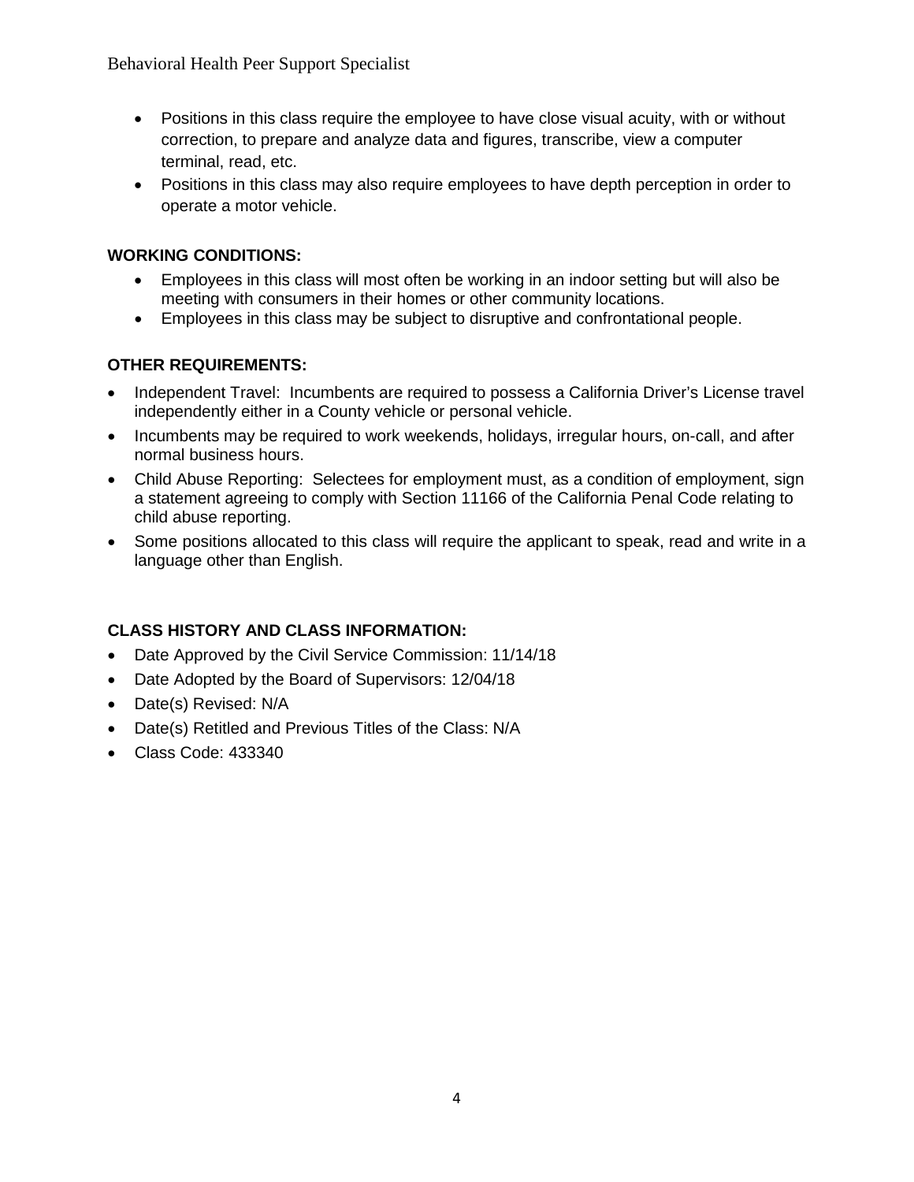- Positions in this class require the employee to have close visual acuity, with or without correction, to prepare and analyze data and figures, transcribe, view a computer terminal, read, etc.
- Positions in this class may also require employees to have depth perception in order to operate a motor vehicle.

**WORKING CONDITIONS:**

- Employees in this class will most often be working in an indoor setting but will also be meeting with consumers in their homes or other community locations.
- Employees in this class may be subject to disruptive and confrontational people.

**OTHER REQUIREMENTS:**

- Independent Travel: Incumbents are required to possess a California Driver's License travel independently either in a County vehicle or personal vehicle.
- Incumbents may be required to work weekends, holidays, irregular hours, on-call, and after normal business hours.
- Child Abuse Reporting: Selectees for employment must, as a condition of employment, sign a statement agreeing to comply with Section 11166 of the California Penal Code relating to child abuse reporting.
- Some positions allocated to this class will require the applicant to speak, read and write in a language other than English.

**CLASS HISTORY AND CLASS INFORMATION:**

- Date Approved by the Civil Service Commission: 11/14/18
- Date Adopted by the Board of Supervisors: 12/04/18
- Date(s) Revised: N/A
- Date(s) Retitled and Previous Titles of the Class: N/A
- Class Code: 433340